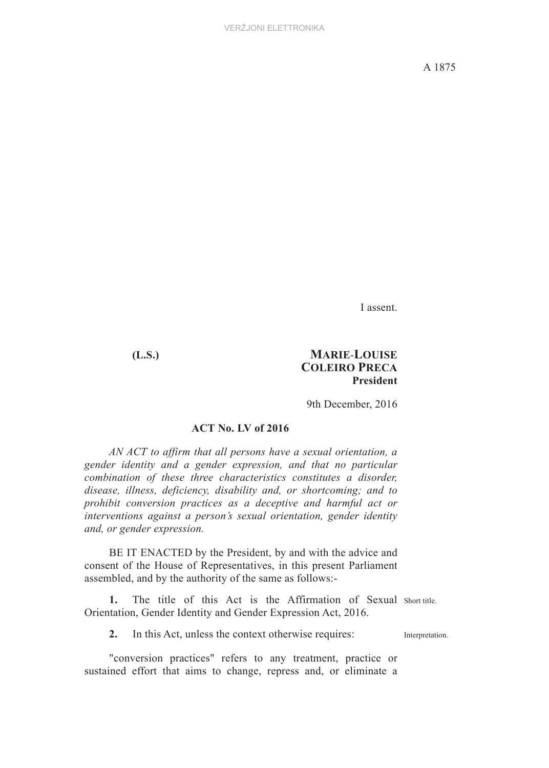I assent.

**(L.S.)**

**MARIE-LOUISE COLEIRO PRECA**
**President**

9th December, 2016

## ACT No. LV of 2016

*AN ACT to affirm that all persons have a sexual orientation, a gender identity and a gender expression, and that no particular combination of these three characteristics constitutes a disorder, disease, illness, deficiency, disability and, or shortcoming; and to prohibit conversion practices as a deceptive and harmful act or interventions against a person's sexual orientation, gender identity and, or gender expression.*

BE IT ENACTED by the President, by and with the advice and consent of the House of Representatives, in this present Parliament assembled, and by the authority of the same as follows:-

Short title.

**1.** The title of this Act is the Affirmation of Sexual Orientation, Gender Identity and Gender Expression Act, 2016.

Interpretation.

**2.** In this Act, unless the context otherwise requires:

"conversion practices" refers to any treatment, practice or sustained effort that aims to change, repress and, or eliminate a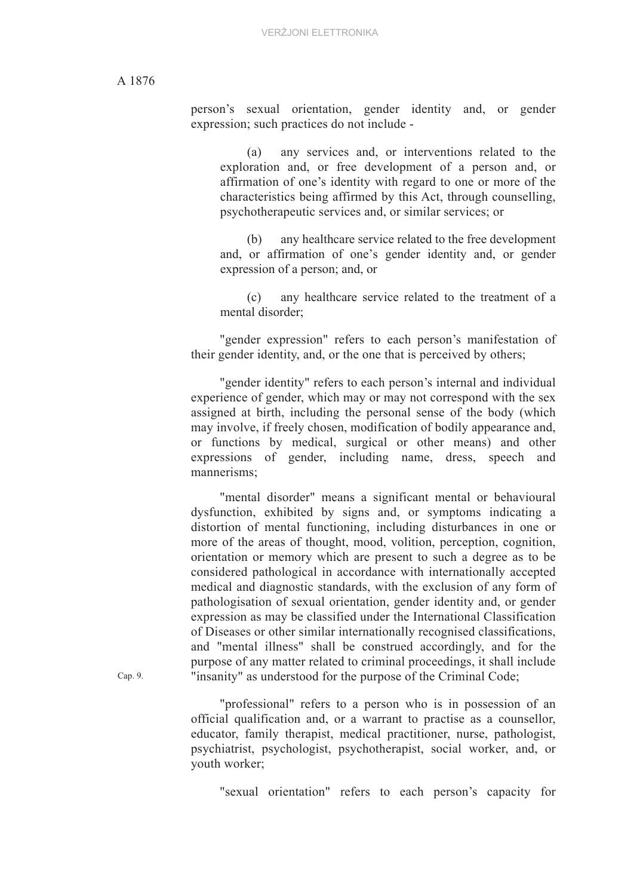person's sexual orientation, gender identity and, or gender expression; such practices do not include -

(a) any services and, or interventions related to the exploration and, or free development of a person and, or affirmation of one's identity with regard to one or more of the characteristics being affirmed by this Act, through counselling, psychotherapeutic services and, or similar services; or

(b) any healthcare service related to the free development and, or affirmation of one's gender identity and, or gender expression of a person; and, or

(c) any healthcare service related to the treatment of a mental disorder;

"gender expression" refers to each person's manifestation of their gender identity, and, or the one that is perceived by others;

"gender identity" refers to each person's internal and individual experience of gender, which may or may not correspond with the sex assigned at birth, including the personal sense of the body (which may involve, if freely chosen, modification of bodily appearance and, or functions by medical, surgical or other means) and other expressions of gender, including name, dress, speech and mannerisms;

"mental disorder" means a significant mental or behavioural dysfunction, exhibited by signs and, or symptoms indicating a distortion of mental functioning, including disturbances in one or more of the areas of thought, mood, volition, perception, cognition, orientation or memory which are present to such a degree as to be considered pathological in accordance with internationally accepted medical and diagnostic standards, with the exclusion of any form of pathologisation of sexual orientation, gender identity and, or gender expression as may be classified under the International Classification of Diseases or other similar internationally recognised classifications, and "mental illness" shall be construed accordingly, and for the purpose of any matter related to criminal proceedings, it shall include "insanity" as understood for the purpose of the Criminal Code;

Cap. 9.

"professional" refers to a person who is in possession of an official qualification and, or a warrant to practise as a counsellor, educator, family therapist, medical practitioner, nurse, pathologist, psychiatrist, psychologist, psychotherapist, social worker, and, or youth worker;

"sexual orientation" refers to each person's capacity for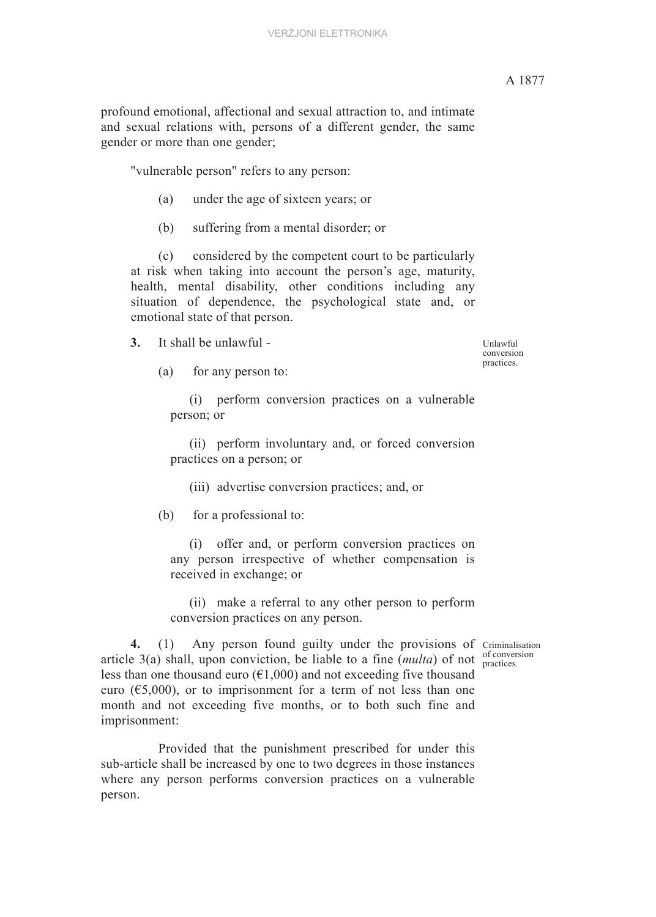profound emotional, affectional and sexual attraction to, and intimate and sexual relations with, persons of a different gender, the same gender or more than one gender;

"vulnerable person" refers to any person:

(a) under the age of sixteen years; or

(b) suffering from a mental disorder; or

(c) considered by the competent court to be particularly at risk when taking into account the person's age, maturity, health, mental disability, other conditions including any situation of dependence, the psychological state and, or emotional state of that person.

Unlawful conversion practices.

**3.** It shall be unlawful -

(a) for any person to:

(i) perform conversion practices on a vulnerable person; or

(ii) perform involuntary and, or forced conversion practices on a person; or

(iii) advertise conversion practices; and, or

(b) for a professional to:

(i) offer and, or perform conversion practices on any person irrespective of whether compensation is received in exchange; or

(ii) make a referral to any other person to perform conversion practices on any person.

Criminalisation of conversion practices.

**4.** (1) Any person found guilty under the provisions of article 3(a) shall, upon conviction, be liable to a fine (*multa*) of not less than one thousand euro (€1,000) and not exceeding five thousand euro (€5,000), or to imprisonment for a term of not less than one month and not exceeding five months, or to both such fine and imprisonment:

Provided that the punishment prescribed for under this sub-article shall be increased by one to two degrees in those instances where any person performs conversion practices on a vulnerable person.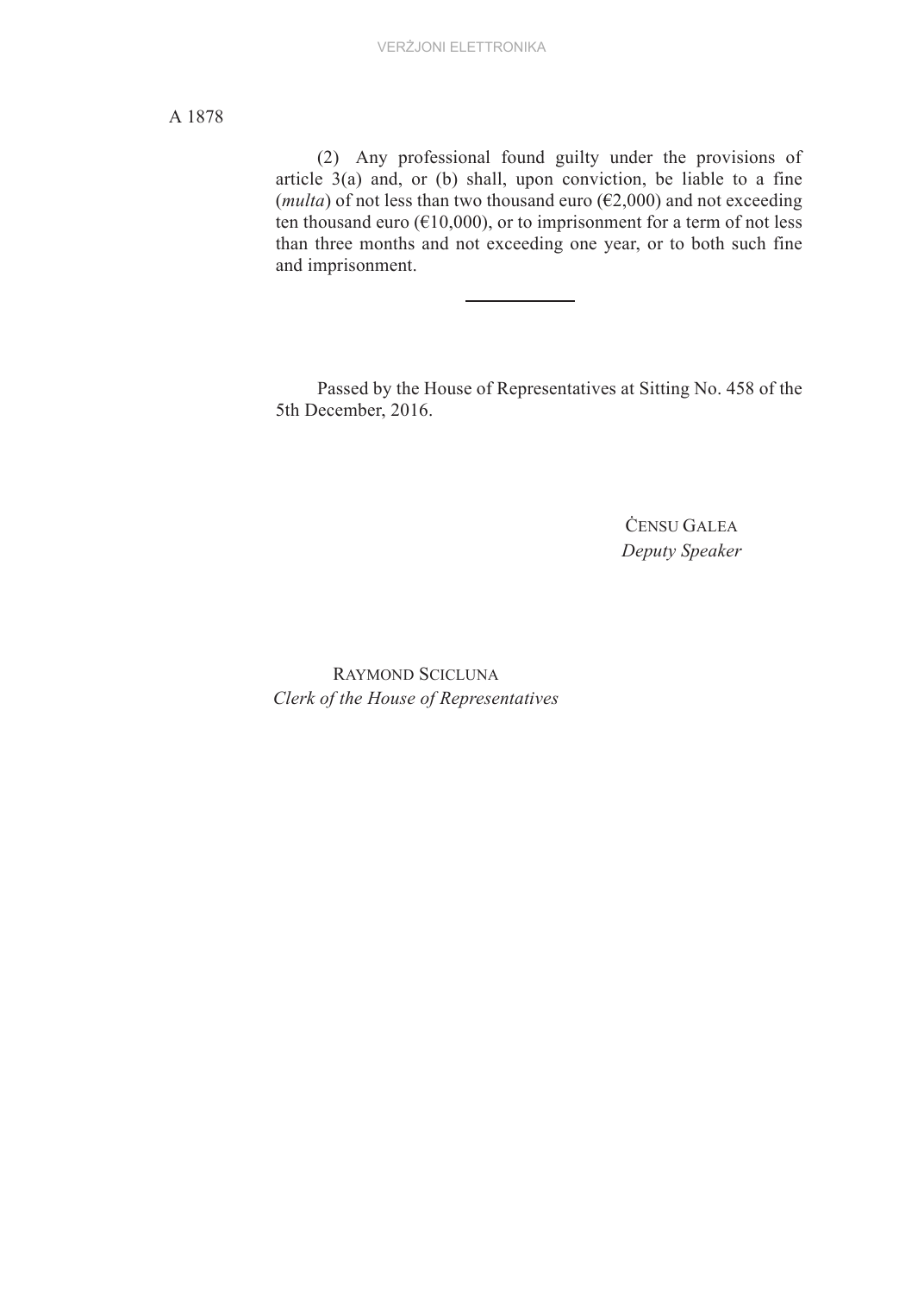(2) Any professional found guilty under the provisions of article 3(a) and, or (b) shall, upon conviction, be liable to a fine (*multa*) of not less than two thousand euro (€2,000) and not exceeding ten thousand euro (€10,000), or to imprisonment for a term of not less than three months and not exceeding one year, or to both such fine and imprisonment.

---

Passed by the House of Representatives at Sitting No. 458 of the 5th December, 2016.

ĊENSU GALEA
*Deputy Speaker*

RAYMOND SCICLUNA
*Clerk of the House of Representatives*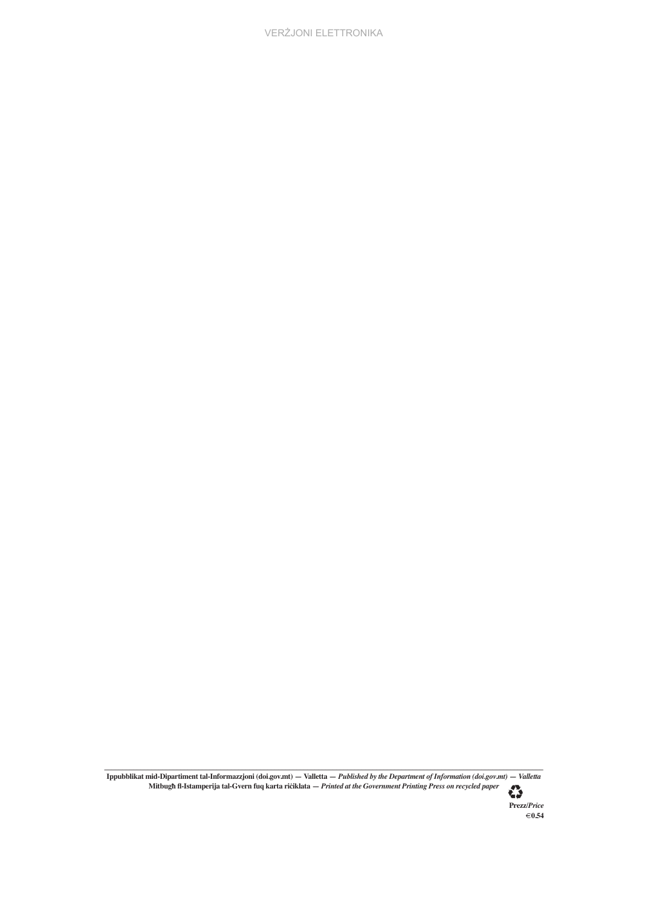Ippubblikat mid-Dipartiment tal-Informazzjoni (doi.gov.mt) — Valletta — *Published by the Department of Information (doi.gov.mt) — Valletta*

Mitbugħ fl-Istamperija tal-Gvern fuq karta riċiklata — *Printed at the Government Printing Press on recycled paper*

Prezz/*Price*
€0.54